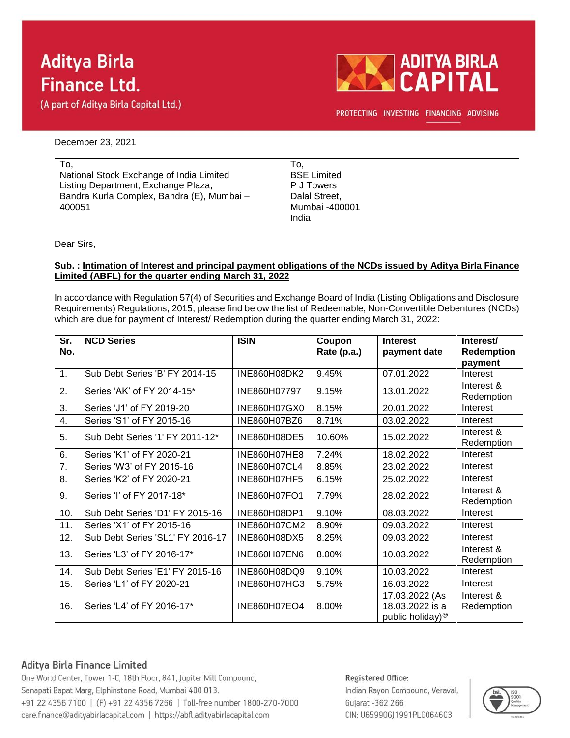# Aditya Birla Finance Ltd.

(A part of Aditya Birla Capital Ltd.)

ADITYA BIRLA CAPITAL

PROTECTING INVESTING FINANCING ADVISING

December 23, 2021

| To,<br>National Stock Exchange of India Limited<br>Listing Department, Exchange Plaza,<br>Bandra Kurla Complex, Bandra (E), Mumbai – 400051 | To,<br>BSE Limited<br>P J Towers<br>Dalal Street,<br>Mumbai -400001<br>India |
|---|---|

Dear Sirs,

**Sub. : <u>Intimation of Interest and principal payment obligations of the NCDs issued by Aditya Birla Finance Limited (ABFL) for the quarter ending March 31, 2022</u>**

In accordance with Regulation 57(4) of Securities and Exchange Board of India (Listing Obligations and Disclosure Requirements) Regulations, 2015, please find below the list of Redeemable, Non-Convertible Debentures (NCDs) which are due for payment of Interest/ Redemption during the quarter ending March 31, 2022:

| Sr. No. | NCD Series | ISIN | Coupon Rate (p.a.) | Interest payment date | Interest/ Redemption payment |
|---|---|---|---|---|---|
| 1. | Sub Debt Series 'B' FY 2014-15 | INE860H08DK2 | 9.45% | 07.01.2022 | Interest |
| 2. | Series 'AK' of FY 2014-15* | INE860H07797 | 9.15% | 13.01.2022 | Interest & Redemption |
| 3. | Series 'J1' of FY 2019-20 | INE860H07GX0 | 8.15% | 20.01.2022 | Interest |
| 4. | Series 'S1' of FY 2015-16 | INE860H07BZ6 | 8.71% | 03.02.2022 | Interest |
| 5. | Sub Debt Series '1' FY 2011-12* | INE860H08DE5 | 10.60% | 15.02.2022 | Interest & Redemption |
| 6. | Series 'K1' of FY 2020-21 | INE860H07HE8 | 7.24% | 18.02.2022 | Interest |
| 7. | Series 'W3' of FY 2015-16 | INE860H07CL4 | 8.85% | 23.02.2022 | Interest |
| 8. | Series 'K2' of FY 2020-21 | INE860H07HF5 | 6.15% | 25.02.2022 | Interest |
| 9. | Series 'I' of FY 2017-18* | INE860H07FO1 | 7.79% | 28.02.2022 | Interest & Redemption |
| 10. | Sub Debt Series 'D1' FY 2015-16 | INE860H08DP1 | 9.10% | 08.03.2022 | Interest |
| 11. | Series 'X1' of FY 2015-16 | INE860H07CM2 | 8.90% | 09.03.2022 | Interest |
| 12. | Sub Debt Series 'SL1' FY 2016-17 | INE860H08DX5 | 8.25% | 09.03.2022 | Interest |
| 13. | Series 'L3' of FY 2016-17* | INE860H07EN6 | 8.00% | 10.03.2022 | Interest & Redemption |
| 14. | Sub Debt Series 'E1' FY 2015-16 | INE860H08DQ9 | 9.10% | 10.03.2022 | Interest |
| 15. | Series 'L1' of FY 2020-21 | INE860H07HG3 | 5.75% | 16.03.2022 | Interest |
| 16. | Series 'L4' of FY 2016-17* | INE860H07EO4 | 8.00% | 17.03.2022 (As 18.03.2022 is a public holiday)@ | Interest & Redemption |

**Aditya Birla Finance Limited**

One World Center, Tower 1-C, 18th Floor, 841, Jupiter Mill Compound, Senapati Bapat Marg, Elphinstone Road, Mumbai 400 013.
+91 22 4356 7100 | (F) +91 22 4356 7266 | Toll-free number 1800-270-7000
care.finance@adityabirlacapital.com | https://abfl.adityabirlacapital.com

**Registered Office:**
Indian Rayon Compound, Veraval, Gujarat -362 266
CIN: U65990GJ1991PLC064603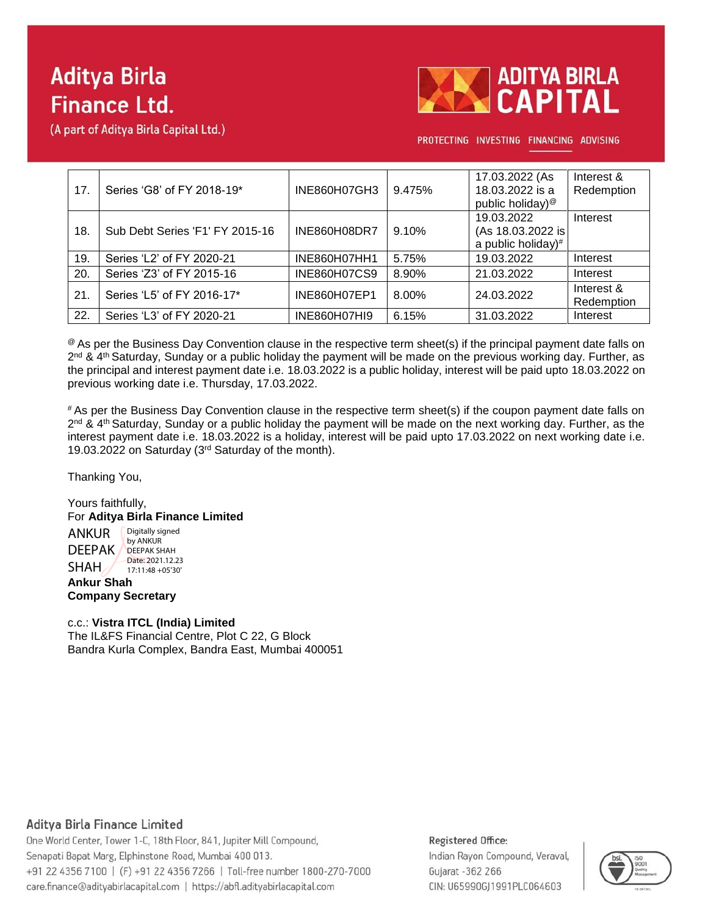| | | | | | |
|---|---|---|---|---|---|
| 17. | Series 'G8' of FY 2018-19* | INE860H07GH3 | 9.475% | 17.03.2022 (As 18.03.2022 is a public holiday)@ | Interest & Redemption |
| 18. | Sub Debt Series 'F1' FY 2015-16 | INE860H08DR7 | 9.10% | 19.03.2022 (As 18.03.2022 is a public holiday)# | Interest |
| 19. | Series 'L2' of FY 2020-21 | INE860H07HH1 | 5.75% | 19.03.2022 | Interest |
| 20. | Series 'Z3' of FY 2015-16 | INE860H07CS9 | 8.90% | 21.03.2022 | Interest |
| 21. | Series 'L5' of FY 2016-17* | INE860H07EP1 | 8.00% | 24.03.2022 | Interest & Redemption |
| 22. | Series 'L3' of FY 2020-21 | INE860H07HI9 | 6.15% | 31.03.2022 | Interest |

@ As per the Business Day Convention clause in the respective term sheet(s) if the principal payment date falls on 2nd & 4th Saturday, Sunday or a public holiday the payment will be made on the previous working day. Further, as the principal and interest payment date i.e. 18.03.2022 is a public holiday, interest will be paid upto 18.03.2022 on previous working date i.e. Thursday, 17.03.2022.

# As per the Business Day Convention clause in the respective term sheet(s) if the coupon payment date falls on 2nd & 4th Saturday, Sunday or a public holiday the payment will be made on the next working day. Further, as the interest payment date i.e. 18.03.2022 is a holiday, interest will be paid upto 17.03.2022 on next working date i.e. 19.03.2022 on Saturday (3rd Saturday of the month).

Thanking You,

Yours faithfully,
For **Aditya Birla Finance Limited**

ANKUR DEEPAK SHAH — Digitally signed by ANKUR DEEPAK SHAH Date: 2021.12.23 17:11:48 +05'30'

**Ankur Shah**
**Company Secretary**

c.c.: **Vistra ITCL (India) Limited**
The IL&FS Financial Centre, Plot C 22, G Block
Bandra Kurla Complex, Bandra East, Mumbai 400051